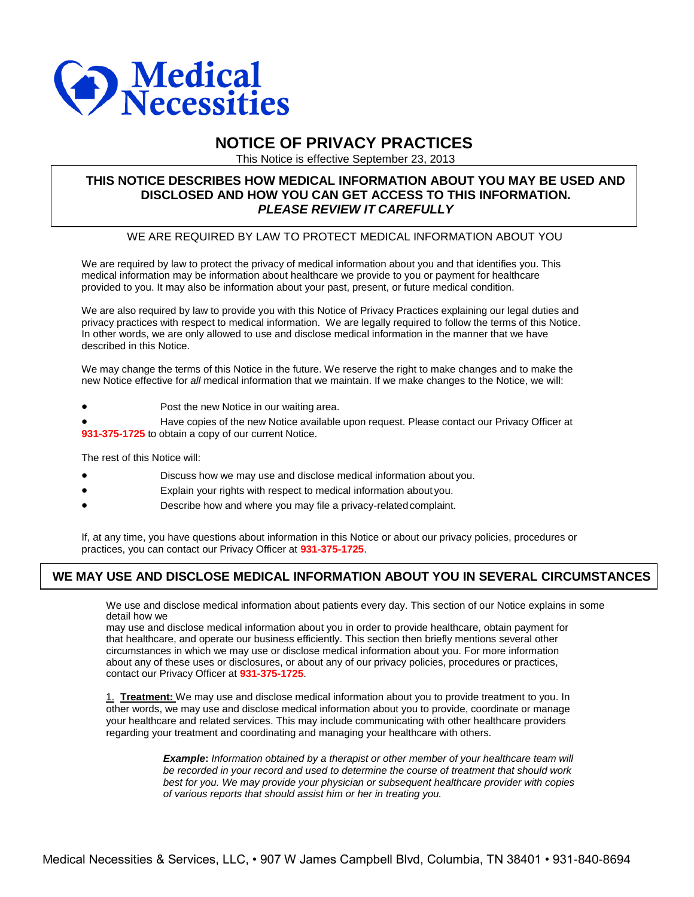Medical Necessities

# NOTICE OF PRIVACY PRACTICES

This Notice is effective September 23, 2013

**THIS NOTICE DESCRIBES HOW MEDICAL INFORMATION ABOUT YOU MAY BE USED AND DISCLOSED AND HOW YOU CAN GET ACCESS TO THIS INFORMATION.**
***PLEASE REVIEW IT CAREFULLY***

## WE ARE REQUIRED BY LAW TO PROTECT MEDICAL INFORMATION ABOUT YOU

We are required by law to protect the privacy of medical information about you and that identifies you. This medical information may be information about healthcare we provide to you or payment for healthcare provided to you. It may also be information about your past, present, or future medical condition.

We are also required by law to provide you with this Notice of Privacy Practices explaining our legal duties and privacy practices with respect to medical information. We are legally required to follow the terms of this Notice. In other words, we are only allowed to use and disclose medical information in the manner that we have described in this Notice.

We may change the terms of this Notice in the future. We reserve the right to make changes and to make the new Notice effective for *all* medical information that we maintain. If we make changes to the Notice, we will:

- Post the new Notice in our waiting area.
- Have copies of the new Notice available upon request. Please contact our Privacy Officer at **931-375-1725** to obtain a copy of our current Notice.

The rest of this Notice will:

- Discuss how we may use and disclose medical information about you.
- Explain your rights with respect to medical information about you.
- Describe how and where you may file a privacy-related complaint.

If, at any time, you have questions about information in this Notice or about our privacy policies, procedures or practices, you can contact our Privacy Officer at **931-375-1725**.

## WE MAY USE AND DISCLOSE MEDICAL INFORMATION ABOUT YOU IN SEVERAL CIRCUMSTANCES

We use and disclose medical information about patients every day. This section of our Notice explains in some detail how we may use and disclose medical information about you in order to provide healthcare, obtain payment for that healthcare, and operate our business efficiently. This section then briefly mentions several other circumstances in which we may use or disclose medical information about you. For more information about any of these uses or disclosures, or about any of our privacy policies, procedures or practices, contact our Privacy Officer at **931-375-1725**.

1. **Treatment:** We may use and disclose medical information about you to provide treatment to you. In other words, we may use and disclose medical information about you to provide, coordinate or manage your healthcare and related services. This may include communicating with other healthcare providers regarding your treatment and coordinating and managing your healthcare with others.

> ***Example**: Information obtained by a therapist or other member of your healthcare team will be recorded in your record and used to determine the course of treatment that should work best for you. We may provide your physician or subsequent healthcare provider with copies of various reports that should assist him or her in treating you.*

Medical Necessities & Services, LLC, • 907 W James Campbell Blvd, Columbia, TN 38401 • 931-840-8694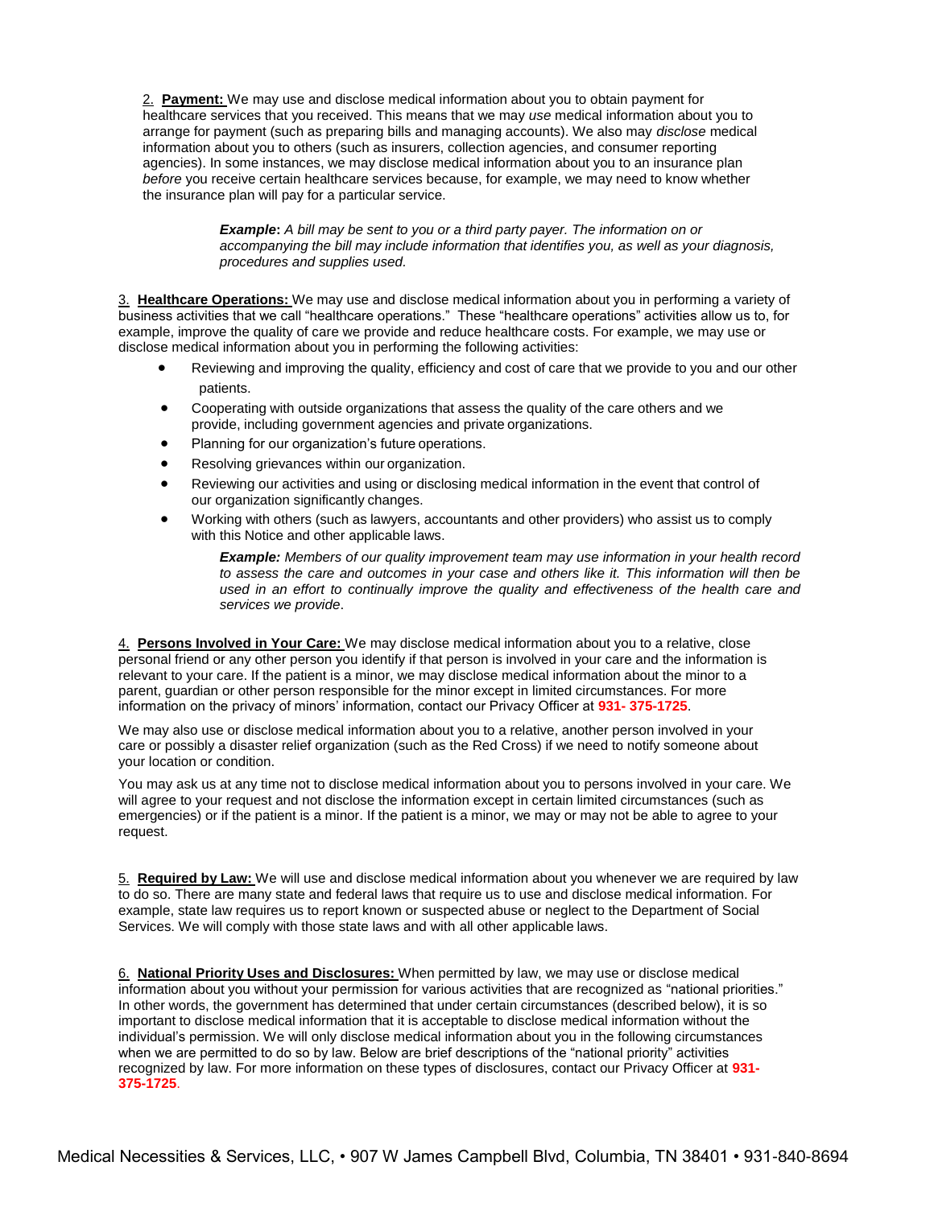2. **Payment:** We may use and disclose medical information about you to obtain payment for healthcare services that you received. This means that we may *use* medical information about you to arrange for payment (such as preparing bills and managing accounts). We also may *disclose* medical information about you to others (such as insurers, collection agencies, and consumer reporting agencies). In some instances, we may disclose medical information about you to an insurance plan *before* you receive certain healthcare services because, for example, we may need to know whether the insurance plan will pay for a particular service.

> ***Example*****:** *A bill may be sent to you or a third party payer. The information on or accompanying the bill may include information that identifies you, as well as your diagnosis, procedures and supplies used.*

3. **Healthcare Operations:** We may use and disclose medical information about you in performing a variety of business activities that we call "healthcare operations." These "healthcare operations" activities allow us to, for example, improve the quality of care we provide and reduce healthcare costs. For example, we may use or disclose medical information about you in performing the following activities:

- Reviewing and improving the quality, efficiency and cost of care that we provide to you and our other patients.
- Cooperating with outside organizations that assess the quality of the care others and we provide, including government agencies and private organizations.
- Planning for our organization's future operations.
- Resolving grievances within our organization.
- Reviewing our activities and using or disclosing medical information in the event that control of our organization significantly changes.
- Working with others (such as lawyers, accountants and other providers) who assist us to comply with this Notice and other applicable laws.

> ***Example:*** *Members of our quality improvement team may use information in your health record to assess the care and outcomes in your case and others like it. This information will then be used in an effort to continually improve the quality and effectiveness of the health care and services we provide*.

4. **Persons Involved in Your Care:** We may disclose medical information about you to a relative, close personal friend or any other person you identify if that person is involved in your care and the information is relevant to your care. If the patient is a minor, we may disclose medical information about the minor to a parent, guardian or other person responsible for the minor except in limited circumstances. For more information on the privacy of minors' information, contact our Privacy Officer at **931- 375-1725**.

We may also use or disclose medical information about you to a relative, another person involved in your care or possibly a disaster relief organization (such as the Red Cross) if we need to notify someone about your location or condition.

You may ask us at any time not to disclose medical information about you to persons involved in your care. We will agree to your request and not disclose the information except in certain limited circumstances (such as emergencies) or if the patient is a minor. If the patient is a minor, we may or may not be able to agree to your request.

5. **Required by Law:** We will use and disclose medical information about you whenever we are required by law to do so. There are many state and federal laws that require us to use and disclose medical information. For example, state law requires us to report known or suspected abuse or neglect to the Department of Social Services. We will comply with those state laws and with all other applicable laws.

6. **National Priority Uses and Disclosures:** When permitted by law, we may use or disclose medical information about you without your permission for various activities that are recognized as "national priorities." In other words, the government has determined that under certain circumstances (described below), it is so important to disclose medical information that it is acceptable to disclose medical information without the individual's permission. We will only disclose medical information about you in the following circumstances when we are permitted to do so by law. Below are brief descriptions of the "national priority" activities recognized by law. For more information on these types of disclosures, contact our Privacy Officer at **931-375-1725**.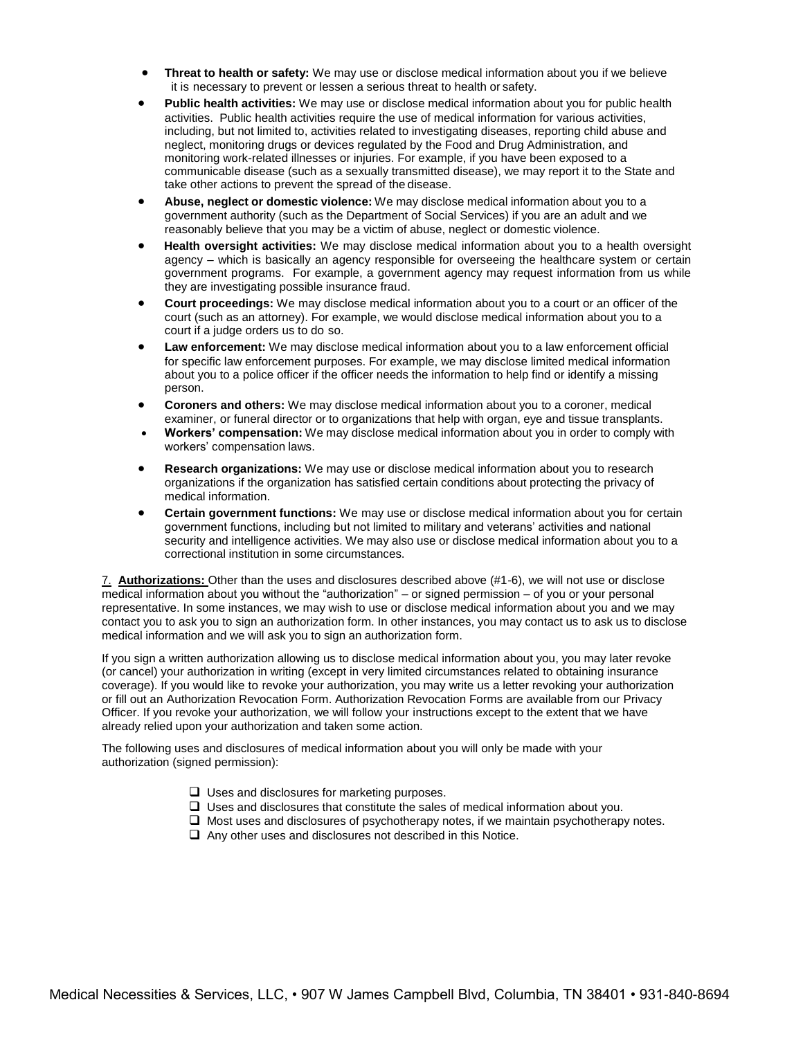- **Threat to health or safety:** We may use or disclose medical information about you if we believe it is necessary to prevent or lessen a serious threat to health or safety.
- **Public health activities:** We may use or disclose medical information about you for public health activities. Public health activities require the use of medical information for various activities, including, but not limited to, activities related to investigating diseases, reporting child abuse and neglect, monitoring drugs or devices regulated by the Food and Drug Administration, and monitoring work-related illnesses or injuries. For example, if you have been exposed to a communicable disease (such as a sexually transmitted disease), we may report it to the State and take other actions to prevent the spread of the disease.
- **Abuse, neglect or domestic violence:** We may disclose medical information about you to a government authority (such as the Department of Social Services) if you are an adult and we reasonably believe that you may be a victim of abuse, neglect or domestic violence.
- **Health oversight activities:** We may disclose medical information about you to a health oversight agency – which is basically an agency responsible for overseeing the healthcare system or certain government programs. For example, a government agency may request information from us while they are investigating possible insurance fraud.
- **Court proceedings:** We may disclose medical information about you to a court or an officer of the court (such as an attorney). For example, we would disclose medical information about you to a court if a judge orders us to do so.
- **Law enforcement:** We may disclose medical information about you to a law enforcement official for specific law enforcement purposes. For example, we may disclose limited medical information about you to a police officer if the officer needs the information to help find or identify a missing person.
- **Coroners and others:** We may disclose medical information about you to a coroner, medical examiner, or funeral director or to organizations that help with organ, eye and tissue transplants.
- **Workers' compensation:** We may disclose medical information about you in order to comply with workers' compensation laws.
- **Research organizations:** We may use or disclose medical information about you to research organizations if the organization has satisfied certain conditions about protecting the privacy of medical information.
- **Certain government functions:** We may use or disclose medical information about you for certain government functions, including but not limited to military and veterans' activities and national security and intelligence activities. We may also use or disclose medical information about you to a correctional institution in some circumstances.

7. **Authorizations:** Other than the uses and disclosures described above (#1-6), we will not use or disclose medical information about you without the "authorization" – or signed permission – of you or your personal representative. In some instances, we may wish to use or disclose medical information about you and we may contact you to ask you to sign an authorization form. In other instances, you may contact us to ask us to disclose medical information and we will ask you to sign an authorization form.

If you sign a written authorization allowing us to disclose medical information about you, you may later revoke (or cancel) your authorization in writing (except in very limited circumstances related to obtaining insurance coverage). If you would like to revoke your authorization, you may write us a letter revoking your authorization or fill out an Authorization Revocation Form. Authorization Revocation Forms are available from our Privacy Officer. If you revoke your authorization, we will follow your instructions except to the extent that we have already relied upon your authorization and taken some action.

The following uses and disclosures of medical information about you will only be made with your authorization (signed permission):

- [ ] Uses and disclosures for marketing purposes.
- [ ] Uses and disclosures that constitute the sales of medical information about you.
- [ ] Most uses and disclosures of psychotherapy notes, if we maintain psychotherapy notes.
- [ ] Any other uses and disclosures not described in this Notice.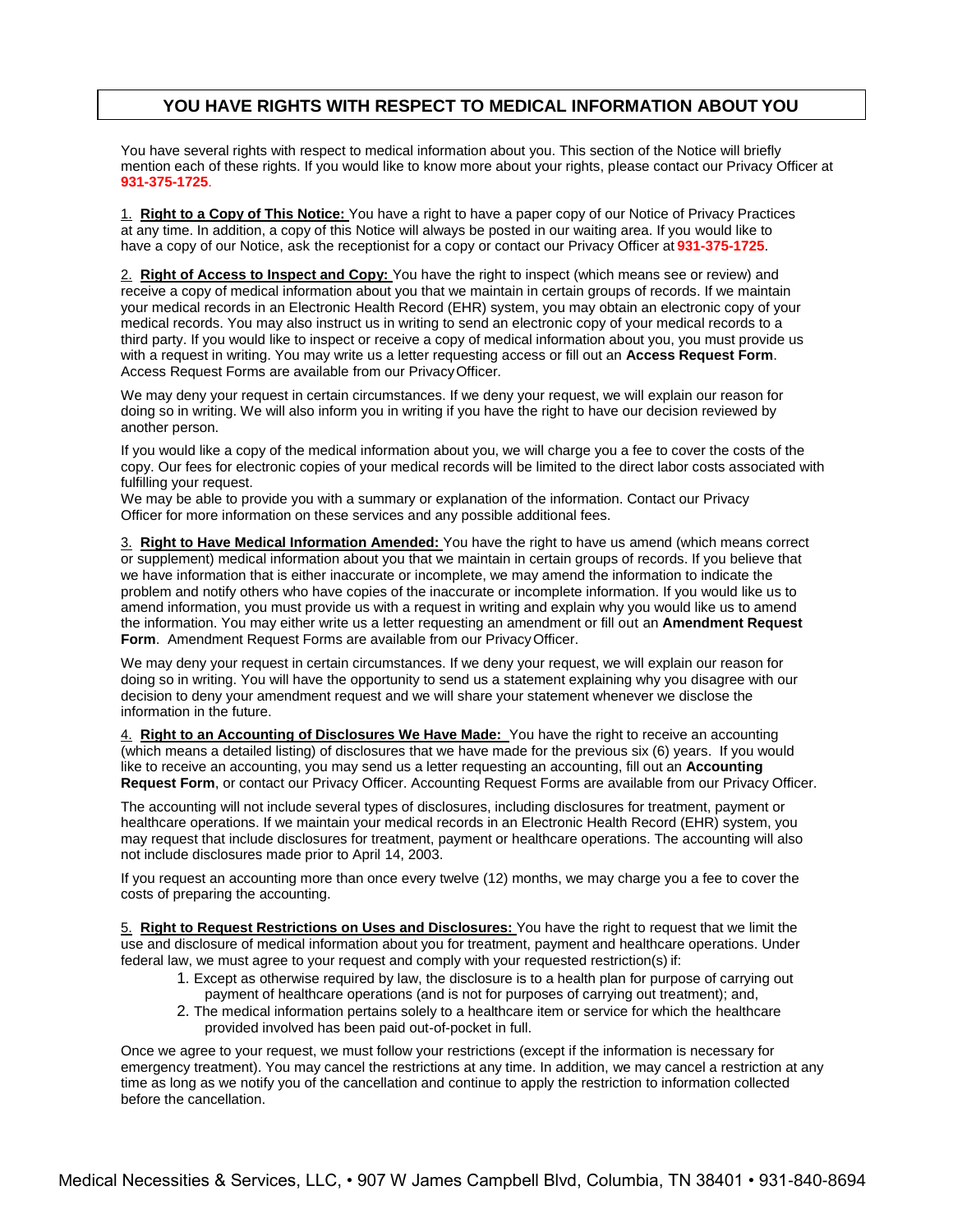## YOU HAVE RIGHTS WITH RESPECT TO MEDICAL INFORMATION ABOUT YOU

You have several rights with respect to medical information about you. This section of the Notice will briefly mention each of these rights. If you would like to know more about your rights, please contact our Privacy Officer at **931-375-1725**.

1. **Right to a Copy of This Notice:** You have a right to have a paper copy of our Notice of Privacy Practices at any time. In addition, a copy of this Notice will always be posted in our waiting area. If you would like to have a copy of our Notice, ask the receptionist for a copy or contact our Privacy Officer at **931-375-1725**.

2. **Right of Access to Inspect and Copy:** You have the right to inspect (which means see or review) and receive a copy of medical information about you that we maintain in certain groups of records. If we maintain your medical records in an Electronic Health Record (EHR) system, you may obtain an electronic copy of your medical records. You may also instruct us in writing to send an electronic copy of your medical records to a third party. If you would like to inspect or receive a copy of medical information about you, you must provide us with a request in writing. You may write us a letter requesting access or fill out an **Access Request Form**. Access Request Forms are available from our Privacy Officer.

We may deny your request in certain circumstances. If we deny your request, we will explain our reason for doing so in writing. We will also inform you in writing if you have the right to have our decision reviewed by another person.

If you would like a copy of the medical information about you, we will charge you a fee to cover the costs of the copy. Our fees for electronic copies of your medical records will be limited to the direct labor costs associated with fulfilling your request.
We may be able to provide you with a summary or explanation of the information. Contact our Privacy Officer for more information on these services and any possible additional fees.

3. **Right to Have Medical Information Amended:** You have the right to have us amend (which means correct or supplement) medical information about you that we maintain in certain groups of records. If you believe that we have information that is either inaccurate or incomplete, we may amend the information to indicate the problem and notify others who have copies of the inaccurate or incomplete information. If you would like us to amend information, you must provide us with a request in writing and explain why you would like us to amend the information. You may either write us a letter requesting an amendment or fill out an **Amendment Request Form**. Amendment Request Forms are available from our Privacy Officer.

We may deny your request in certain circumstances. If we deny your request, we will explain our reason for doing so in writing. You will have the opportunity to send us a statement explaining why you disagree with our decision to deny your amendment request and we will share your statement whenever we disclose the information in the future.

4. **Right to an Accounting of Disclosures We Have Made:** You have the right to receive an accounting (which means a detailed listing) of disclosures that we have made for the previous six (6) years. If you would like to receive an accounting, you may send us a letter requesting an accounting, fill out an **Accounting Request Form**, or contact our Privacy Officer. Accounting Request Forms are available from our Privacy Officer.

The accounting will not include several types of disclosures, including disclosures for treatment, payment or healthcare operations. If we maintain your medical records in an Electronic Health Record (EHR) system, you may request that include disclosures for treatment, payment or healthcare operations. The accounting will also not include disclosures made prior to April 14, 2003.

If you request an accounting more than once every twelve (12) months, we may charge you a fee to cover the costs of preparing the accounting.

5. **Right to Request Restrictions on Uses and Disclosures:** You have the right to request that we limit the use and disclosure of medical information about you for treatment, payment and healthcare operations. Under federal law, we must agree to your request and comply with your requested restriction(s) if:

   1. Except as otherwise required by law, the disclosure is to a health plan for purpose of carrying out payment of healthcare operations (and is not for purposes of carrying out treatment); and,
   2. The medical information pertains solely to a healthcare item or service for which the healthcare provided involved has been paid out-of-pocket in full.

Once we agree to your request, we must follow your restrictions (except if the information is necessary for emergency treatment). You may cancel the restrictions at any time. In addition, we may cancel a restriction at any time as long as we notify you of the cancellation and continue to apply the restriction to information collected before the cancellation.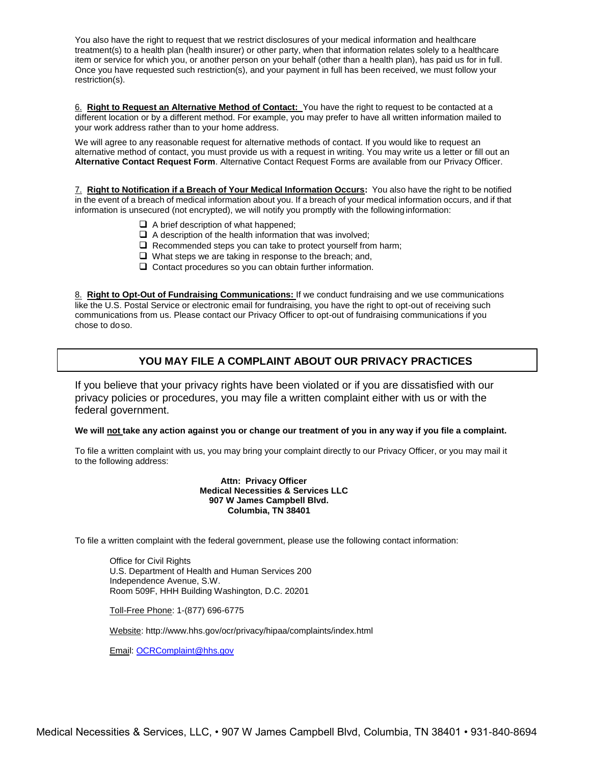You also have the right to request that we restrict disclosures of your medical information and healthcare treatment(s) to a health plan (health insurer) or other party, when that information relates solely to a healthcare item or service for which you, or another person on your behalf (other than a health plan), has paid us for in full. Once you have requested such restriction(s), and your payment in full has been received, we must follow your restriction(s).

6. **Right to Request an Alternative Method of Contact:** You have the right to request to be contacted at a different location or by a different method. For example, you may prefer to have all written information mailed to your work address rather than to your home address.

We will agree to any reasonable request for alternative methods of contact. If you would like to request an alternative method of contact, you must provide us with a request in writing. You may write us a letter or fill out an **Alternative Contact Request Form**. Alternative Contact Request Forms are available from our Privacy Officer.

7. **Right to Notification if a Breach of Your Medical Information Occurs:** You also have the right to be notified in the event of a breach of medical information about you. If a breach of your medical information occurs, and if that information is unsecured (not encrypted), we will notify you promptly with the following information:

- A brief description of what happened;
- A description of the health information that was involved;
- Recommended steps you can take to protect yourself from harm;
- What steps we are taking in response to the breach; and,
- Contact procedures so you can obtain further information.

8. **Right to Opt-Out of Fundraising Communications:** If we conduct fundraising and we use communications like the U.S. Postal Service or electronic email for fundraising, you have the right to opt-out of receiving such communications from us. Please contact our Privacy Officer to opt-out of fundraising communications if you chose to do so.

## YOU MAY FILE A COMPLAINT ABOUT OUR PRIVACY PRACTICES

If you believe that your privacy rights have been violated or if you are dissatisfied with our privacy policies or procedures, you may file a written complaint either with us or with the federal government.

**We will not take any action against you or change our treatment of you in any way if you file a complaint.**

To file a written complaint with us, you may bring your complaint directly to our Privacy Officer, or you may mail it to the following address:

**Attn: Privacy Officer**
**Medical Necessities & Services LLC**
**907 W James Campbell Blvd.**
**Columbia, TN 38401**

To file a written complaint with the federal government, please use the following contact information:

Office for Civil Rights
U.S. Department of Health and Human Services 200
Independence Avenue, S.W.
Room 509F, HHH Building Washington, D.C. 20201

Toll-Free Phone: 1-(877) 696-6775

Website: http://www.hhs.gov/ocr/privacy/hipaa/complaints/index.html

Email: OCRComplaint@hhs.gov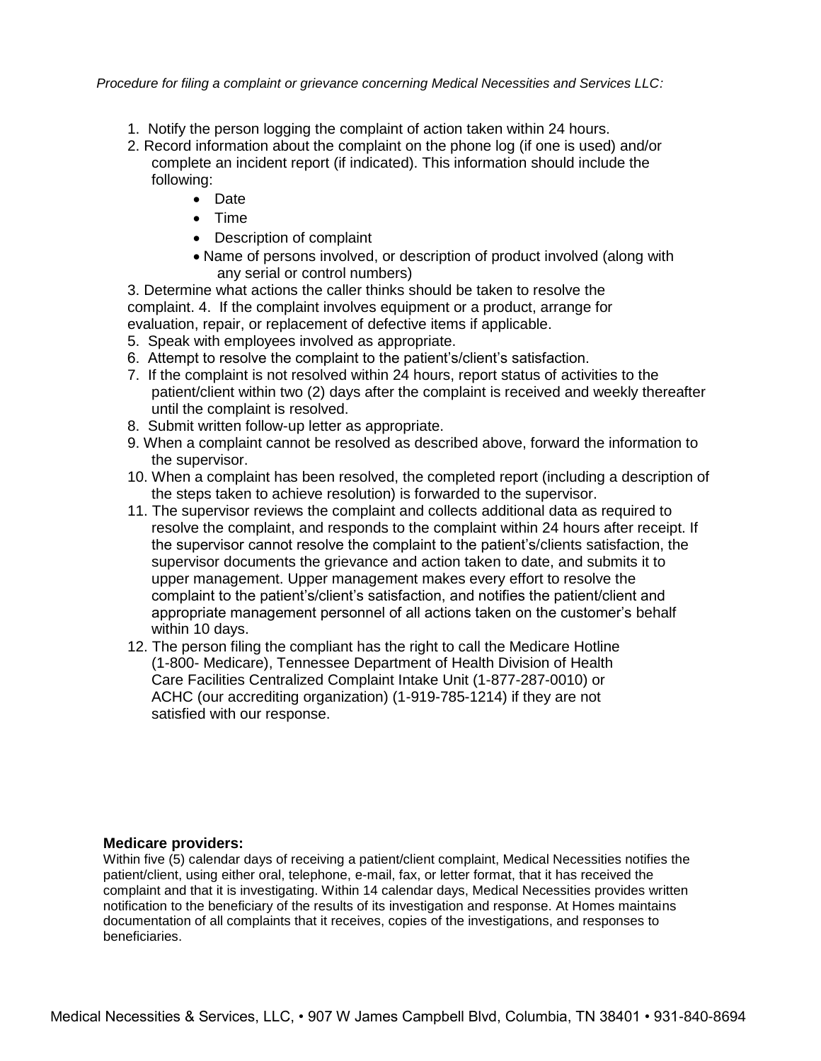*Procedure for filing a complaint or grievance concerning Medical Necessities and Services LLC:*

1. Notify the person logging the complaint of action taken within 24 hours.
2. Record information about the complaint on the phone log (if one is used) and/or complete an incident report (if indicated). This information should include the following:
   - Date
   - Time
   - Description of complaint
   - Name of persons involved, or description of product involved (along with any serial or control numbers)
3. Determine what actions the caller thinks should be taken to resolve the complaint.
4. If the complaint involves equipment or a product, arrange for evaluation, repair, or replacement of defective items if applicable.
5. Speak with employees involved as appropriate.
6. Attempt to resolve the complaint to the patient's/client's satisfaction.
7. If the complaint is not resolved within 24 hours, report status of activities to the patient/client within two (2) days after the complaint is received and weekly thereafter until the complaint is resolved.
8. Submit written follow-up letter as appropriate.
9. When a complaint cannot be resolved as described above, forward the information to the supervisor.
10. When a complaint has been resolved, the completed report (including a description of the steps taken to achieve resolution) is forwarded to the supervisor.
11. The supervisor reviews the complaint and collects additional data as required to resolve the complaint, and responds to the complaint within 24 hours after receipt. If the supervisor cannot resolve the complaint to the patient's/clients satisfaction, the supervisor documents the grievance and action taken to date, and submits it to upper management. Upper management makes every effort to resolve the complaint to the patient's/client's satisfaction, and notifies the patient/client and appropriate management personnel of all actions taken on the customer's behalf within 10 days.
12. The person filing the compliant has the right to call the Medicare Hotline (1-800- Medicare), Tennessee Department of Health Division of Health Care Facilities Centralized Complaint Intake Unit (1-877-287-0010) or ACHC (our accrediting organization) (1-919-785-1214) if they are not satisfied with our response.

**Medicare providers:**

Within five (5) calendar days of receiving a patient/client complaint, Medical Necessities notifies the patient/client, using either oral, telephone, e-mail, fax, or letter format, that it has received the complaint and that it is investigating. Within 14 calendar days, Medical Necessities provides written notification to the beneficiary of the results of its investigation and response. At Homes maintains documentation of all complaints that it receives, copies of the investigations, and responses to beneficiaries.

Medical Necessities & Services, LLC, • 907 W James Campbell Blvd, Columbia, TN 38401 • 931-840-8694